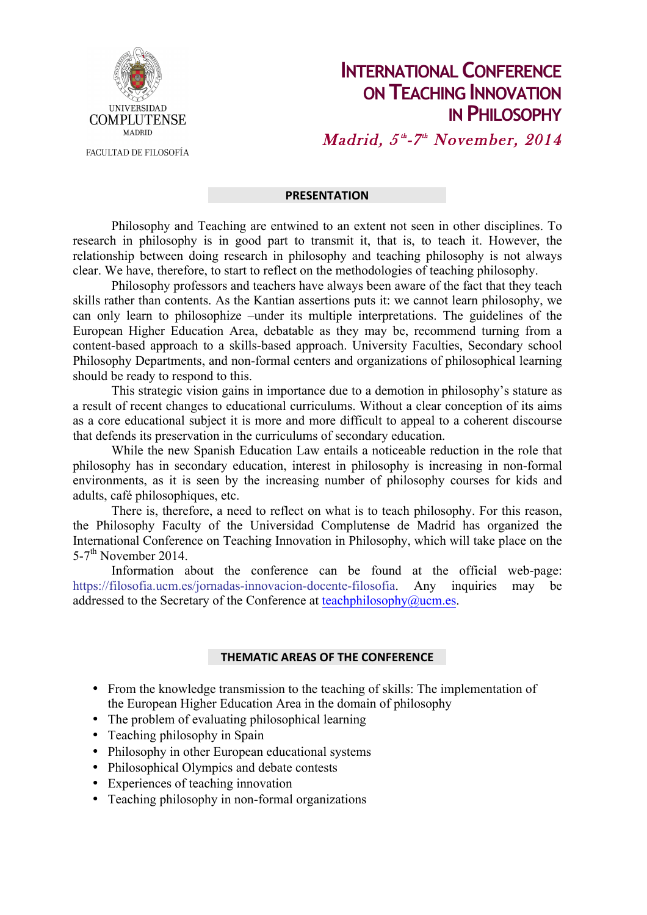UNIVERSIDAD COMPLUTENSE MADRID

FACULTAD DE FILOSOFÍA

# INTERNATIONAL CONFERENCE ON TEACHING INNOVATION IN PHILOSOPHY

*Madrid, 5th-7th November, 2014*

## PRESENTATION

Philosophy and Teaching are entwined to an extent not seen in other disciplines. To research in philosophy is in good part to transmit it, that is, to teach it. However, the relationship between doing research in philosophy and teaching philosophy is not always clear. We have, therefore, to start to reflect on the methodologies of teaching philosophy.

Philosophy professors and teachers have always been aware of the fact that they teach skills rather than contents. As the Kantian assertions puts it: we cannot learn philosophy, we can only learn to philosophize –under its multiple interpretations. The guidelines of the European Higher Education Area, debatable as they may be, recommend turning from a content-based approach to a skills-based approach. University Faculties, Secondary school Philosophy Departments, and non-formal centers and organizations of philosophical learning should be ready to respond to this.

This strategic vision gains in importance due to a demotion in philosophy's stature as a result of recent changes to educational curriculums. Without a clear conception of its aims as a core educational subject it is more and more difficult to appeal to a coherent discourse that defends its preservation in the curriculums of secondary education.

While the new Spanish Education Law entails a noticeable reduction in the role that philosophy has in secondary education, interest in philosophy is increasing in non-formal environments, as it is seen by the increasing number of philosophy courses for kids and adults, café philosophiques, etc.

There is, therefore, a need to reflect on what is to teach philosophy. For this reason, the Philosophy Faculty of the Universidad Complutense de Madrid has organized the International Conference on Teaching Innovation in Philosophy, which will take place on the 5-7th November 2014.

Information about the conference can be found at the official web-page: https://filosofia.ucm.es/jornadas-innovacion-docente-filosofia. Any inquiries may be addressed to the Secretary of the Conference at teachphilosophy@ucm.es.

## THEMATIC AREAS OF THE CONFERENCE

- From the knowledge transmission to the teaching of skills: The implementation of the European Higher Education Area in the domain of philosophy
- The problem of evaluating philosophical learning
- Teaching philosophy in Spain
- Philosophy in other European educational systems
- Philosophical Olympics and debate contests
- Experiences of teaching innovation
- Teaching philosophy in non-formal organizations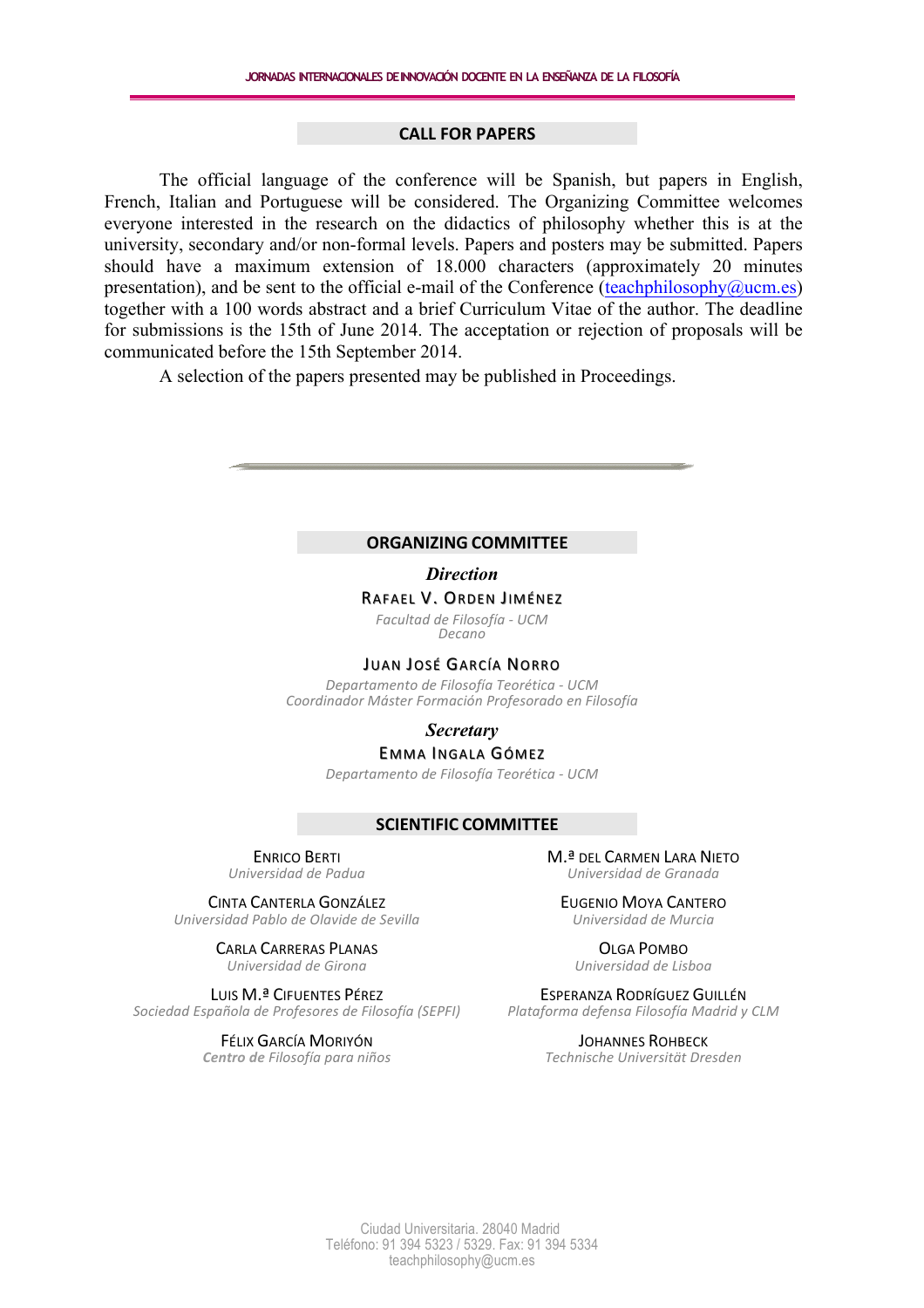## CALL FOR PAPERS

The official language of the conference will be Spanish, but papers in English, French, Italian and Portuguese will be considered. The Organizing Committee welcomes everyone interested in the research on the didactics of philosophy whether this is at the university, secondary and/or non-formal levels. Papers and posters may be submitted. Papers should have a maximum extension of 18.000 characters (approximately 20 minutes presentation), and be sent to the official e-mail of the Conference (teachphilosophy@ucm.es) together with a 100 words abstract and a brief Curriculum Vitae of the author. The deadline for submissions is the 15th of June 2014. The acceptation or rejection of proposals will be communicated before the 15th September 2014.

A selection of the papers presented may be published in Proceedings.

---

## ORGANIZING COMMITTEE

***Direction***

RAFAEL V. ORDEN JIMÉNEZ
*Facultad de Filosofía - UCM*
*Decano*

JUAN JOSÉ GARCÍA NORRO
*Departamento de Filosofía Teorética - UCM*
*Coordinador Máster Formación Profesorado en Filosofía*

***Secretary***

EMMA INGALA GÓMEZ
*Departamento de Filosofía Teorética - UCM*

## SCIENTIFIC COMMITTEE

ENRICO BERTI
*Universidad de Padua*

CINTA CANTERLA GONZÁLEZ
*Universidad Pablo de Olavide de Sevilla*

CARLA CARRERAS PLANAS
*Universidad de Girona*

LUIS M.ª CIFUENTES PÉREZ
*Sociedad Española de Profesores de Filosofía (SEPFI)*

FÉLIX GARCÍA MORIYÓN
***Centro de** Filosofía para niños*

M.ª DEL CARMEN LARA NIETO
*Universidad de Granada*

EUGENIO MOYA CANTERO
*Universidad de Murcia*

OLGA POMBO
*Universidad de Lisboa*

ESPERANZA RODRÍGUEZ GUILLÉN
*Plataforma defensa Filosofía Madrid y CLM*

JOHANNES ROHBECK
*Technische Universität Dresden*

Ciudad Universitaria. 28040 Madrid
Teléfono: 91 394 5323 / 5329. Fax: 91 394 5334
teachphilosophy@ucm.es